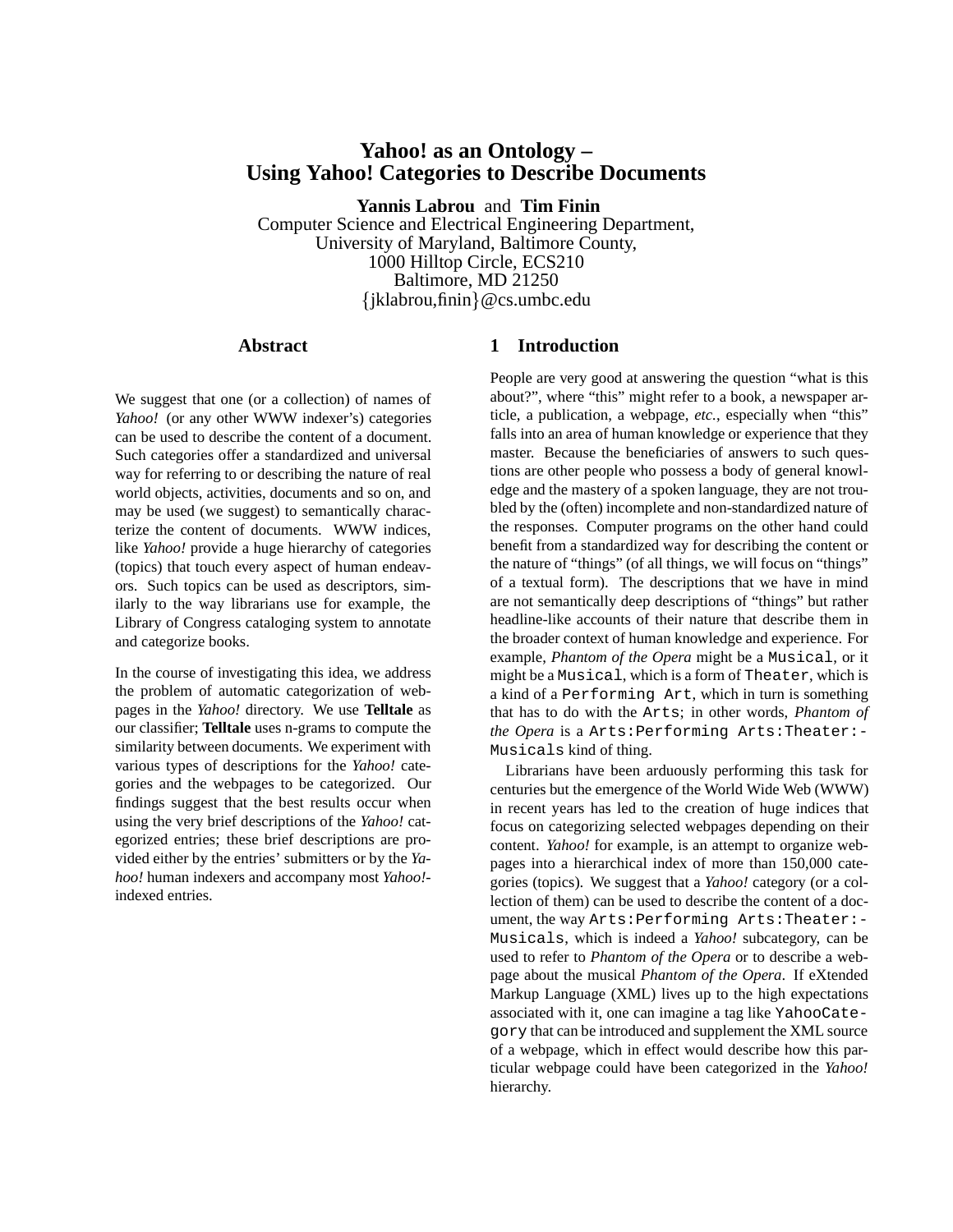# Yahoo! as an Ontology – Using Yahoo! Categories to Describe Documents

**Yannis Labrou** and **Tim Finin**
Computer Science and Electrical Engineering Department,
University of Maryland, Baltimore County,
1000 Hilltop Circle, ECS210
Baltimore, MD 21250
{jklabrou,finin}@cs.umbc.edu

## Abstract

We suggest that one (or a collection) of names of *Yahoo!* (or any other WWW indexer's) categories can be used to describe the content of a document. Such categories offer a standardized and universal way for referring to or describing the nature of real world objects, activities, documents and so on, and may be used (we suggest) to semantically characterize the content of documents. WWW indices, like *Yahoo!* provide a huge hierarchy of categories (topics) that touch every aspect of human endeavors. Such topics can be used as descriptors, similarly to the way librarians use for example, the Library of Congress cataloging system to annotate and categorize books.

In the course of investigating this idea, we address the problem of automatic categorization of webpages in the *Yahoo!* directory. We use **Telltale** as our classifier; **Telltale** uses n-grams to compute the similarity between documents. We experiment with various types of descriptions for the *Yahoo!* categories and the webpages to be categorized. Our findings suggest that the best results occur when using the very brief descriptions of the *Yahoo!* categorized entries; these brief descriptions are provided either by the entries' submitters or by the *Yahoo!* human indexers and accompany most *Yahoo!*-indexed entries.

## 1 Introduction

People are very good at answering the question "what is this about?", where "this" might refer to a book, a newspaper article, a publication, a webpage, *etc.*, especially when "this" falls into an area of human knowledge or experience that they master. Because the beneficiaries of answers to such questions are other people who possess a body of general knowledge and the mastery of a spoken language, they are not troubled by the (often) incomplete and non-standardized nature of the responses. Computer programs on the other hand could benefit from a standardized way for describing the content or the nature of "things" (of all things, we will focus on "things" of a textual form). The descriptions that we have in mind are not semantically deep descriptions of "things" but rather headline-like accounts of their nature that describe them in the broader context of human knowledge and experience. For example, *Phantom of the Opera* might be a `Musical`, or it might be a `Musical`, which is a form of `Theater`, which is a kind of a `Performing Art`, which in turn is something that has to do with the `Arts`; in other words, *Phantom of the Opera* is a `Arts:Performing Arts:Theater:Musicals` kind of thing.

Librarians have been arduously performing this task for centuries but the emergence of the World Wide Web (WWW) in recent years has led to the creation of huge indices that focus on categorizing selected webpages depending on their content. *Yahoo!* for example, is an attempt to organize webpages into a hierarchical index of more than 150,000 categories (topics). We suggest that a *Yahoo!* category (or a collection of them) can be used to describe the content of a document, the way `Arts:Performing Arts:Theater:Musicals`, which is indeed a *Yahoo!* subcategory, can be used to refer to *Phantom of the Opera* or to describe a webpage about the musical *Phantom of the Opera*. If eXtended Markup Language (XML) lives up to the high expectations associated with it, one can imagine a tag like `YahooCategory` that can be introduced and supplement the XML source of a webpage, which in effect would describe how this particular webpage could have been categorized in the *Yahoo!* hierarchy.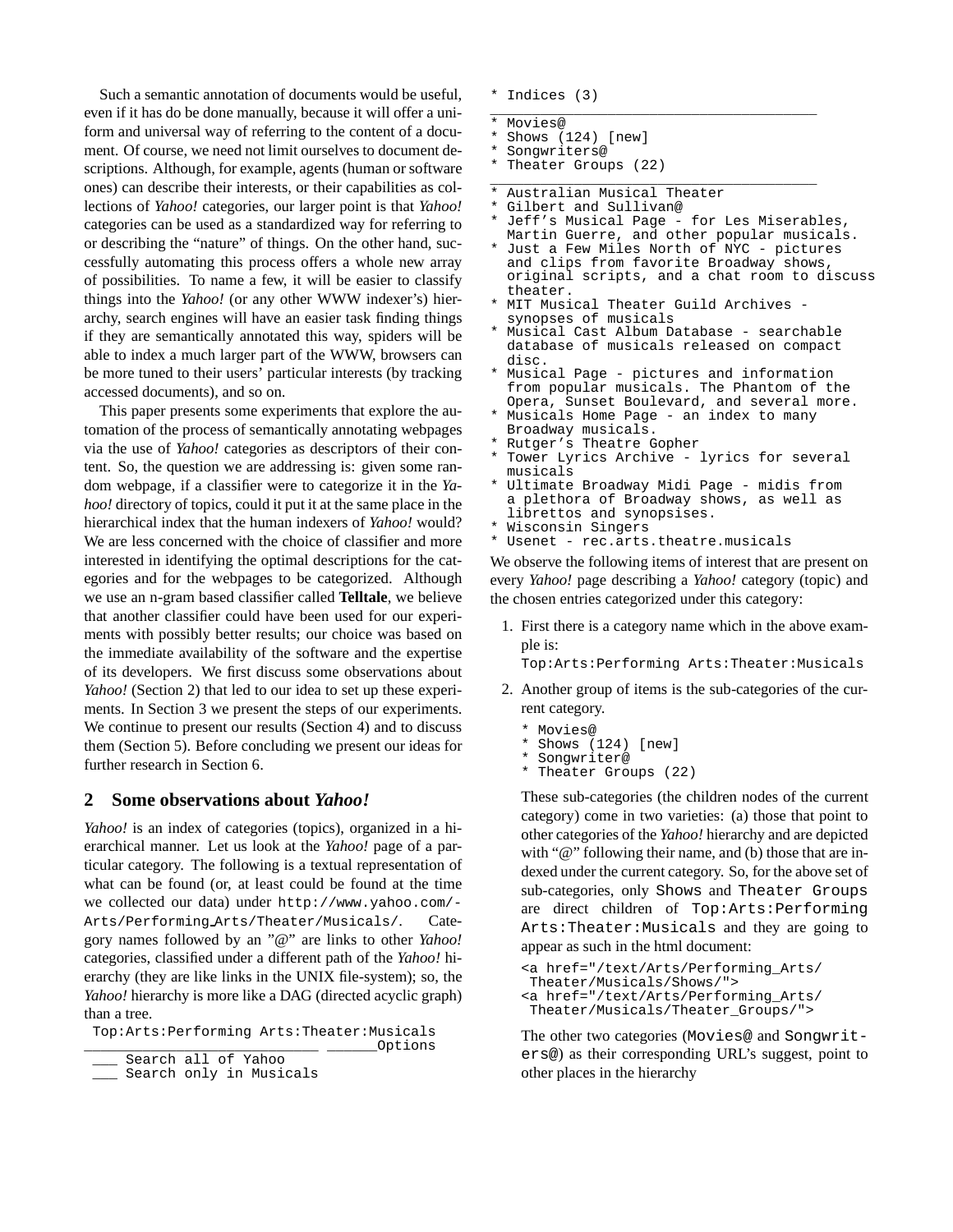Such a semantic annotation of documents would be useful, even if it has do be done manually, because it will offer a uniform and universal way of referring to the content of a document. Of course, we need not limit ourselves to document descriptions. Although, for example, agents (human or software ones) can describe their interests, or their capabilities as collections of *Yahoo!* categories, our larger point is that *Yahoo!* categories can be used as a standardized way for referring to or describing the "nature" of things. On the other hand, successfully automating this process offers a whole new array of possibilities. To name a few, it will be easier to classify things into the *Yahoo!* (or any other WWW indexer's) hierarchy, search engines will have an easier task finding things if they are semantically annotated this way, spiders will be able to index a much larger part of the WWW, browsers can be more tuned to their users' particular interests (by tracking accessed documents), and so on.

This paper presents some experiments that explore the automation of the process of semantically annotating webpages via the use of *Yahoo!* categories as descriptors of their content. So, the question we are addressing is: given some random webpage, if a classifier were to categorize it in the *Yahoo!* directory of topics, could it put it at the same place in the hierarchical index that the human indexers of *Yahoo!* would? We are less concerned with the choice of classifier and more interested in identifying the optimal descriptions for the categories and for the webpages to be categorized. Although we use an n-gram based classifier called **Telltale**, we believe that another classifier could have been used for our experiments with possibly better results; our choice was based on the immediate availability of the software and the expertise of its developers. We first discuss some observations about *Yahoo!* (Section 2) that led to our idea to set up these experiments. In Section 3 we present the steps of our experiments. We continue to present our results (Section 4) and to discuss them (Section 5). Before concluding we present our ideas for further research in Section 6.

## 2 Some observations about *Yahoo!*

*Yahoo!* is an index of categories (topics), organized in a hierarchical manner. Let us look at the *Yahoo!* page of a particular category. The following is a textual representation of what can be found (or, at least could be found at the time we collected our data) under `http://www.yahoo.com/-Arts/Performing_Arts/Theater/Musicals/`. Category names followed by an "@" are links to other *Yahoo!* categories, classified under a different path of the *Yahoo!* hierarchy (they are like links in the UNIX file-system); so, the *Yahoo!* hierarchy is more like a DAG (directed acyclic graph) than a tree.

```
Top:Arts:Performing Arts:Theater:Musicals
____________________________ _______Options
 ___ Search all of Yahoo
 ___ Search only in Musicals

* Indices (3)
________________________________________
* Movies@
* Shows (124) [new]
* Songwriters@
* Theater Groups (22)
________________________________________
* Australian Musical Theater
* Gilbert and Sullivan@
* Jeff's Musical Page - for Les Miserables,
  Martin Guerre, and other popular musicals.
* Just a Few Miles North of NYC - pictures
  and clips from favorite Broadway shows,
  original scripts, and a chat room to discuss
  theater.
* MIT Musical Theater Guild Archives -
  synopses of musicals
* Musical Cast Album Database - searchable
  database of musicals released on compact
  disc.
* Musical Page - pictures and information
  from popular musicals. The Phantom of the
  Opera, Sunset Boulevard, and several more.
* Musicals Home Page - an index to many
  Broadway musicals.
* Rutger's Theatre Gopher
* Tower Lyrics Archive - lyrics for several
  musicals
* Ultimate Broadway Midi Page - midis from
  a plethora of Broadway shows, as well as
  librettos and synopsises.
* Wisconsin Singers
* Usenet - rec.arts.theatre.musicals
```

We observe the following items of interest that are present on every *Yahoo!* page describing a *Yahoo!* category (topic) and the chosen entries categorized under this category:

1. First there is a category name which in the above example is:
   `Top:Arts:Performing Arts:Theater:Musicals`
2. Another group of items is the sub-categories of the current category.
   ```
   * Movies@
   * Shows (124) [new]
   * Songwriter@
   * Theater Groups (22)
   ```
   These sub-categories (the children nodes of the current category) come in two varieties: (a) those that point to other categories of the *Yahoo!* hierarchy and are depicted with "@" following their name, and (b) those that are indexed under the current category. So, for the above set of sub-categories, only `Shows` and `Theater Groups` are direct children of `Top:Arts:Performing Arts:Theater:Musicals` and they are going to appear as such in the html document:
   ```
   <a href="/text/Arts/Performing_Arts/
    Theater/Musicals/Shows/">
   <a href="/text/Arts/Performing_Arts/
    Theater/Musicals/Theater_Groups/">
   ```
   The other two categories (`Movies@` and `Songwriters@`) as their corresponding URL's suggest, point to other places in the hierarchy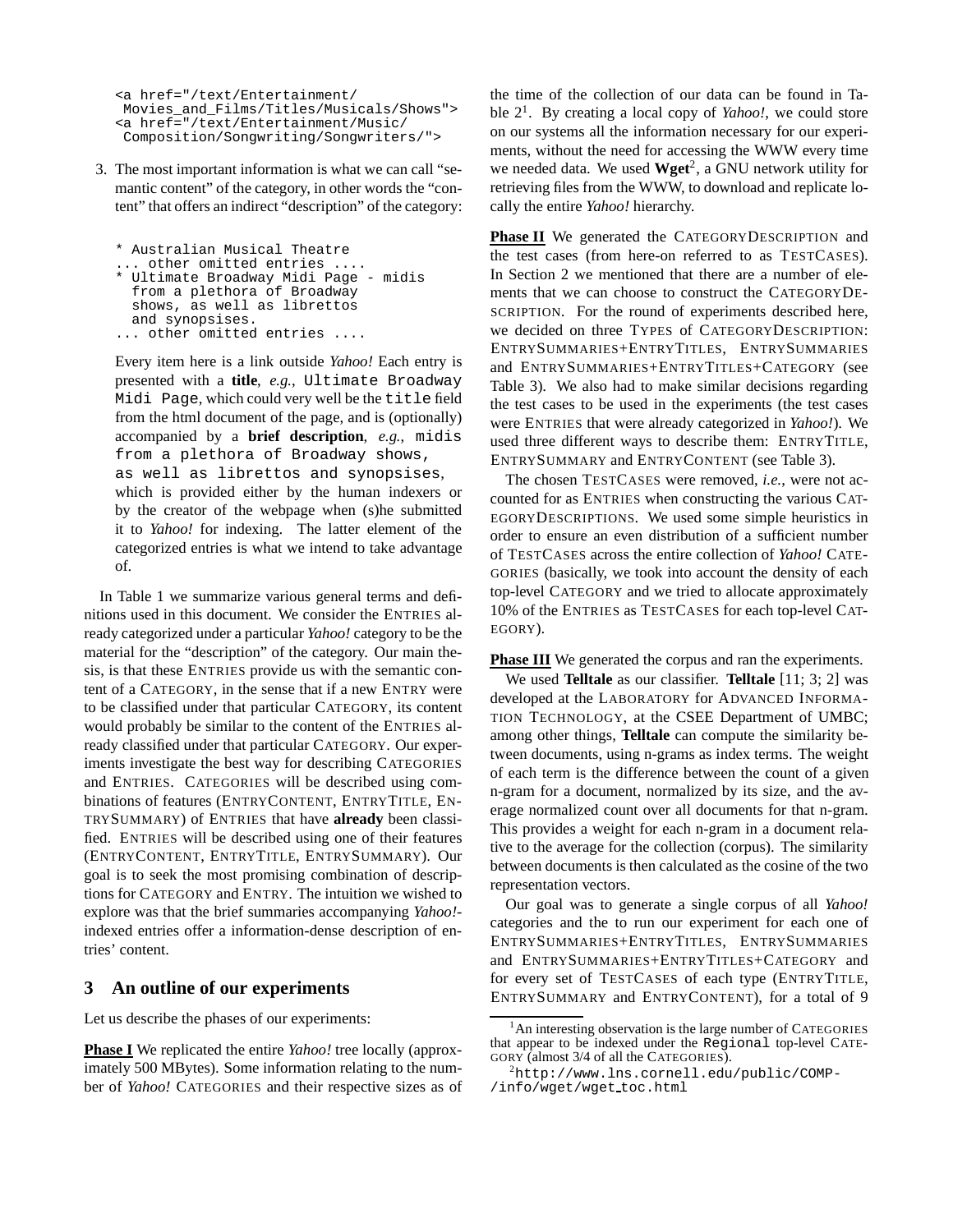```
<a href="/text/Entertainment/
 Movies_and_Films/Titles/Musicals/Shows">
<a href="/text/Entertainment/Music/
 Composition/Songwriting/Songwriters/">
```

3. The most important information is what we can call "semantic content" of the category, in other words the "content" that offers an indirect "description" of the category:

```
* Australian Musical Theatre
... other omitted entries ....
* Ultimate Broadway Midi Page - midis
  from a plethora of Broadway
  shows, as well as librettos
  and synopsises.
... other omitted entries ....
```

   Every item here is a link outside *Yahoo!* Each entry is presented with a **title**, *e.g.*, `Ultimate Broadway Midi Page`, which could very well be the `title` field from the html document of the page, and is (optionally) accompanied by a **brief description**, *e.g.*, `midis from a plethora of Broadway shows, as well as librettos and synopsises`, which is provided either by the human indexers or by the creator of the webpage when (s)he submitted it to *Yahoo!* for indexing. The latter element of the categorized entries is what we intend to take advantage of.

In Table 1 we summarize various general terms and definitions used in this document. We consider the ENTRIES already categorized under a particular *Yahoo!* category to be the material for the "description" of the category. Our main thesis, is that these ENTRIES provide us with the semantic content of a CATEGORY, in the sense that if a new ENTRY were to be classified under that particular CATEGORY, its content would probably be similar to the content of the ENTRIES already classified under that particular CATEGORY. Our experiments investigate the best way for describing CATEGORIES and ENTRIES. CATEGORIES will be described using combinations of features (ENTRYCONTENT, ENTRYTITLE, ENTRYSUMMARY) of ENTRIES that have **already** been classified. ENTRIES will be described using one of their features (ENTRYCONTENT, ENTRYTITLE, ENTRYSUMMARY). Our goal is to seek the most promising combination of descriptions for CATEGORY and ENTRY. The intuition we wished to explore was that the brief summaries accompanying *Yahoo!*-indexed entries offer a information-dense description of entries' content.

## 3 An outline of our experiments

Let us describe the phases of our experiments:

**Phase I** We replicated the entire *Yahoo!* tree locally (approximately 500 MBytes). Some information relating to the number of *Yahoo!* CATEGORIES and their respective sizes as of the time of the collection of our data can be found in Table 2[1]. By creating a local copy of *Yahoo!*, we could store on our systems all the information necessary for our experiments, without the need for accessing the WWW every time we needed data. We used **Wget**[2], a GNU network utility for retrieving files from the WWW, to download and replicate locally the entire *Yahoo!* hierarchy.

**Phase II** We generated the CATEGORYDESCRIPTION and the test cases (from here-on referred to as TESTCASES). In Section 2 we mentioned that there are a number of elements that we can choose to construct the CATEGORYDESCRIPTION. For the round of experiments described here, we decided on three TYPES of CATEGORYDESCRIPTION: ENTRYSUMMARIES+ENTRYTITLES, ENTRYSUMMARIES and ENTRYSUMMARIES+ENTRYTITLES+CATEGORY (see Table 3). We also had to make similar decisions regarding the test cases to be used in the experiments (the test cases were ENTRIES that were already categorized in *Yahoo!*). We used three different ways to describe them: ENTRYTITLE, ENTRYSUMMARY and ENTRYCONTENT (see Table 3).

The chosen TESTCASES were removed, *i.e.*, were not accounted for as ENTRIES when constructing the various CATEGORYDESCRIPTIONS. We used some simple heuristics in order to ensure an even distribution of a sufficient number of TESTCASES across the entire collection of *Yahoo!* CATEGORIES (basically, we took into account the density of each top-level CATEGORY and we tried to allocate approximately 10% of the ENTRIES as TESTCASES for each top-level CATEGORY).

**Phase III** We generated the corpus and ran the experiments.

We used **Telltale** as our classifier. **Telltale** [11; 3; 2] was developed at the LABORATORY FOR ADVANCED INFORMATION TECHNOLOGY, at the CSEE Department of UMBC; among other things, **Telltale** can compute the similarity between documents, using n-grams as index terms. The weight of each term is the difference between the count of a given n-gram for a document, normalized by its size, and the average normalized count over all documents for that n-gram. This provides a weight for each n-gram in a document relative to the average for the collection (corpus). The similarity between documents is then calculated as the cosine of the two representation vectors.

Our goal was to generate a single corpus of all *Yahoo!* categories and the to run our experiment for each one of ENTRYSUMMARIES+ENTRYTITLES, ENTRYSUMMARIES and ENTRYSUMMARIES+ENTRYTITLES+CATEGORY and for every set of TESTCASES of each type (ENTRYTITLE, ENTRYSUMMARY and ENTRYCONTENT), for a total of 9

[1] An interesting observation is the large number of CATEGORIES that appear to be indexed under the `Regional` top-level CATEGORY (almost 3/4 of all the CATEGORIES).

[2] `http://www.lns.cornell.edu/public/COMP-/info/wget/wget_toc.html`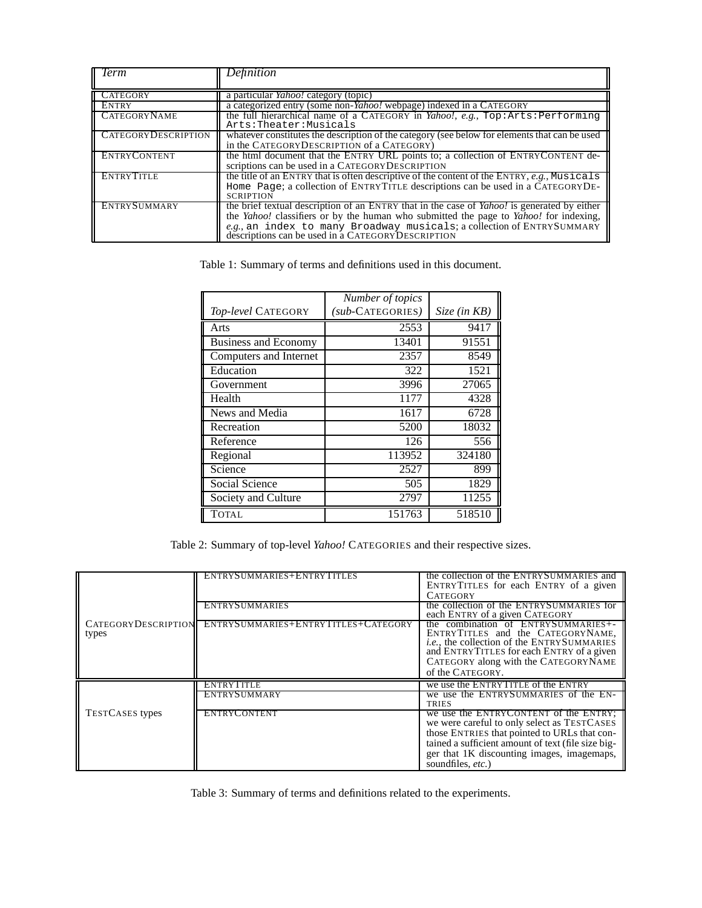| *Term* | *Definition* |
|---|---|
| CATEGORY | a particular *Yahoo!* category (topic) |
| ENTRY | a categorized entry (some non-*Yahoo!* webpage) indexed in a CATEGORY |
| CATEGORYNAME | the full hierarchical name of a CATEGORY in *Yahoo!*, *e.g.*, `Top:Arts:Performing Arts:Theater:Musicals` |
| CATEGORYDESCRIPTION | whatever constitutes the description of the category (see below for elements that can be used in the CATEGORYDESCRIPTION of a CATEGORY) |
| ENTRYCONTENT | the html document that the ENTRY URL points to; a collection of ENTRYCONTENT descriptions can be used in a CATEGORYDESCRIPTION |
| ENTRYTITLE | the title of an ENTRY that is often descriptive of the content of the ENTRY, *e.g.*, `Musicals Home Page`; a collection of ENTRYTITLE descriptions can be used in a CATEGORYDESCRIPTION |
| ENTRYSUMMARY | the brief textual description of an ENTRY that in the case of *Yahoo!* is generated by either the *Yahoo!* classifiers or by the human who submitted the page to *Yahoo!* for indexing, *e.g.*, `an index to many Broadway musicals`; a collection of ENTRYSUMMARY descriptions can be used in a CATEGORYDESCRIPTION |

Table 1: Summary of terms and definitions used in this document.

| *Top-level* CATEGORY | *Number of topics (sub-*CATEGORIES*)* | *Size (in KB)* |
|---|---|---|
| Arts | 2553 | 9417 |
| Business and Economy | 13401 | 91551 |
| Computers and Internet | 2357 | 8549 |
| Education | 322 | 1521 |
| Government | 3996 | 27065 |
| Health | 1177 | 4328 |
| News and Media | 1617 | 6728 |
| Recreation | 5200 | 18032 |
| Reference | 126 | 556 |
| Regional | 113952 | 324180 |
| Science | 2527 | 899 |
| Social Science | 505 | 1829 |
| Society and Culture | 2797 | 11255 |
| TOTAL | 151763 | 518510 |

Table 2: Summary of top-level *Yahoo!* CATEGORIES and their respective sizes.

| | | |
|---|---|---|
| CATEGORYDESCRIPTION types | ENTRYSUMMARIES+ENTRYTITLES | the collection of the ENTRYSUMMARIES and ENTRYTITLES for each ENTRY of a given CATEGORY |
| | ENTRYSUMMARIES | the collection of the ENTRYSUMMARIES for each ENTRY of a given CATEGORY |
| | ENTRYSUMMARIES+ENTRYTITLES+CATEGORY | the combination of ENTRYSUMMARIES+-ENTRYTITLES and the CATEGORYNAME, *i.e.*, the collection of the ENTRYSUMMARIES and ENTRYTITLES for each ENTRY of a given CATEGORY along with the CATEGORYNAME of the CATEGORY. |
| TESTCASES types | ENTRYTITLE | we use the ENTRYTITLE of the ENTRY |
| | ENTRYSUMMARY | we use the ENTRYSUMMARIES of the ENTRIES |
| | ENTRYCONTENT | we use the ENTRYCONTENT of the ENTRY; we were careful to only select as TESTCASES those ENTRIES that pointed to URLs that contained a sufficient amount of text (file size bigger that 1K discounting images, imagemaps, soundfiles, *etc.*) |

Table 3: Summary of terms and definitions related to the experiments.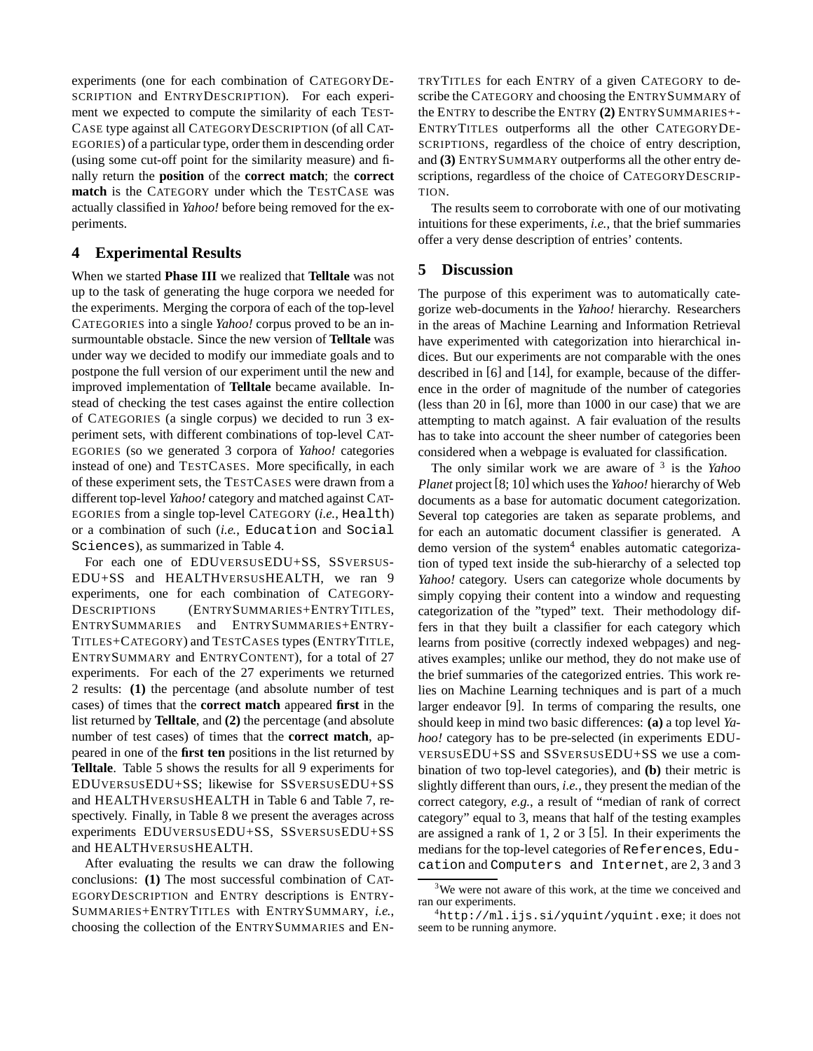experiments (one for each combination of CATEGORYDESCRIPTION and ENTRYDESCRIPTION). For each experiment we expected to compute the similarity of each TESTCASE type against all CATEGORYDESCRIPTION (of all CATEGORIES) of a particular type, order them in descending order (using some cut-off point for the similarity measure) and finally return the **position** of the **correct match**; the **correct match** is the CATEGORY under which the TESTCASE was actually classified in *Yahoo!* before being removed for the experiments.

## 4 Experimental Results

When we started **Phase III** we realized that **Telltale** was not up to the task of generating the huge corpora we needed for the experiments. Merging the corpora of each of the top-level CATEGORIES into a single *Yahoo!* corpus proved to be an insurmountable obstacle. Since the new version of **Telltale** was under way we decided to modify our immediate goals and to postpone the full version of our experiment until the new and improved implementation of **Telltale** became available. Instead of checking the test cases against the entire collection of CATEGORIES (a single corpus) we decided to run 3 experiment sets, with different combinations of top-level CATEGORIES (so we generated 3 corpora of *Yahoo!* categories instead of one) and TESTCASES. More specifically, in each of these experiment sets, the TESTCASES were drawn from a different top-level *Yahoo!* category and matched against CATEGORIES from a single top-level CATEGORY (*i.e.*, `Health`) or a combination of such (*i.e.*, `Education` and `Social Sciences`), as summarized in Table 4.

For each one of EDUVERSUSEDU+SS, SSVERSUSEDU+SS and HEALTHVERSUSHEALTH, we ran 9 experiments, one for each combination of CATEGORYDESCRIPTIONS (ENTRYSUMMARIES+ENTRYTITLES, ENTRYSUMMARIES and ENTRYSUMMARIES+ENTRYTITLES+CATEGORY) and TESTCASES types (ENTRYTITLE, ENTRYSUMMARY and ENTRYCONTENT), for a total of 27 experiments. For each of the 27 experiments we returned 2 results: **(1)** the percentage (and absolute number of test cases) of times that the **correct match** appeared **first** in the list returned by **Telltale**, and **(2)** the percentage (and absolute number of test cases) of times that the **correct match**, appeared in one of the **first ten** positions in the list returned by **Telltale**. Table 5 shows the results for all 9 experiments for EDUVERSUSEDU+SS; likewise for SSVERSUSEDU+SS and HEALTHVERSUSHEALTH in Table 6 and Table 7, respectively. Finally, in Table 8 we present the averages across experiments EDUVERSUSEDU+SS, SSVERSUSEDU+SS and HEALTHVERSUSHEALTH.

After evaluating the results we can draw the following conclusions: **(1)** The most successful combination of CATEGORYDESCRIPTION and ENTRY descriptions is ENTRYSUMMARIES+ENTRYTITLES with ENTRYSUMMARY, *i.e.*, choosing the collection of the ENTRYSUMMARIES and ENTRYTITLES for each ENTRY of a given CATEGORY to describe the CATEGORY and choosing the ENTRYSUMMARY of the ENTRY to describe the ENTRY **(2)** ENTRYSUMMARIES+-ENTRYTITLES outperforms all the other CATEGORYDESCRIPTIONS, regardless of the choice of entry description, and **(3)** ENTRYSUMMARY outperforms all the other entry descriptions, regardless of the choice of CATEGORYDESCRIPTION.

The results seem to corroborate with one of our motivating intuitions for these experiments, *i.e.*, that the brief summaries offer a very dense description of entries' contents.

## 5 Discussion

The purpose of this experiment was to automatically categorize web-documents in the *Yahoo!* hierarchy. Researchers in the areas of Machine Learning and Information Retrieval have experimented with categorization into hierarchical indices. But our experiments are not comparable with the ones described in [6] and [14], for example, because of the difference in the order of magnitude of the number of categories (less than 20 in [6], more than 1000 in our case) that we are attempting to match against. A fair evaluation of the results has to take into account the sheer number of categories been considered when a webpage is evaluated for classification.

The only similar work we are aware of [3] is the *Yahoo Planet* project [8; 10] which uses the *Yahoo!* hierarchy of Web documents as a base for automatic document categorization. Several top categories are taken as separate problems, and for each an automatic document classifier is generated. A demo version of the system[4] enables automatic categorization of typed text inside the sub-hierarchy of a selected top *Yahoo!* category. Users can categorize whole documents by simply copying their content into a window and requesting categorization of the "typed" text. Their methodology differs in that they built a classifier for each category which learns from positive (correctly indexed webpages) and negatives examples; unlike our method, they do not make use of the brief summaries of the categorized entries. This work relies on Machine Learning techniques and is part of a much larger endeavor [9]. In terms of comparing the results, one should keep in mind two basic differences: **(a)** a top level *Yahoo!* category has to be pre-selected (in experiments EDUVERSUSEDU+SS and SSVERSUSEDU+SS we use a combination of two top-level categories), and **(b)** their metric is slightly different than ours, *i.e.*, they present the median of the correct category, *e.g.*, a result of "median of rank of correct category" equal to 3, means that half of the testing examples are assigned a rank of 1, 2 or 3 [5]. In their experiments the medians for the top-level categories of `References`, `Education` and `Computers and Internet`, are 2, 3 and 3

[3] We were not aware of this work, at the time we conceived and ran our experiments.

[4] `http://ml.ijs.si/yquint/yquint.exe`; it does not seem to be running anymore.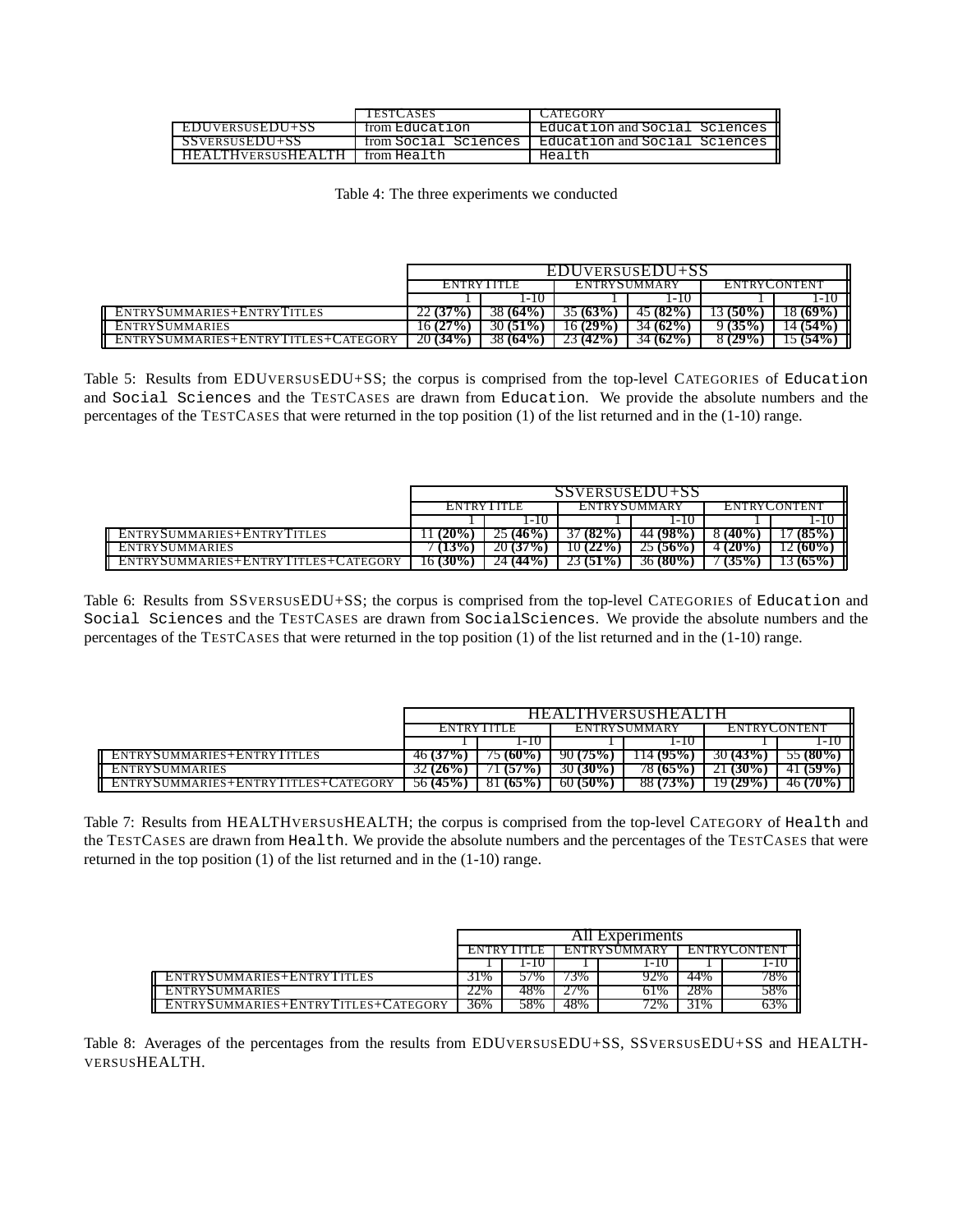| | TestCases | Category |
|---|---|---|
| EDUversusEDU+SS | from `Education` | `Education` and `Social Sciences` |
| SSversusEDU+SS | from `Social Sciences` | `Education` and `Social Sciences` |
| HEALTHversusHEALTH | from `Health` | `Health` |

Table 4: The three experiments we conducted

| | EDUversusEDU+SS | | | | | |
|---|---|---|---|---|---|---|
| | EntryTitle | | EntrySummary | | EntryContent | |
| | 1 | 1-10 | 1 | 1-10 | 1 | 1-10 |
| EntrySummaries+EntryTitles | 22 **(37%)** | 38 **(64%)** | 35 **(63%)** | 45 **(82%)** | 13 **(50%)** | 18 **(69%)** |
| EntrySummaries | 16 **(27%)** | 30 **(51%)** | 16 **(29%)** | 34 **(62%)** | 9 **(35%)** | 14 **(54%)** |
| EntrySummaries+EntryTitles+Category | 20 **(34%)** | 38 **(64%)** | 23 **(42%)** | 34 **(62%)** | 8 **(29%)** | 15 **(54%)** |

Table 5: Results from EDUversusEDU+SS; the corpus is comprised from the top-level Categories of `Education` and `Social Sciences` and the TestCases are drawn from `Education`. We provide the absolute numbers and the percentages of the TestCases that were returned in the top position (1) of the list returned and in the (1-10) range.

| | SSversusEDU+SS | | | | | |
|---|---|---|---|---|---|---|
| | EntryTitle | | EntrySummary | | EntryContent | |
| | 1 | 1-10 | 1 | 1-10 | 1 | 1-10 |
| EntrySummaries+EntryTitles | 11 **(20%)** | 25 **(46%)** | 37 **(82%)** | 44 **(98%)** | 8 **(40%)** | 17 **(85%)** |
| EntrySummaries | 7 **(13%)** | 20 **(37%)** | 10 **(22%)** | 25 **(56%)** | 4 **(20%)** | 12 **(60%)** |
| EntrySummaries+EntryTitles+Category | 16 **(30%)** | 24 **(44%)** | 23 **(51%)** | 36 **(80%)** | 7 **(35%)** | 13 **(65%)** |

Table 6: Results from SSversusEDU+SS; the corpus is comprised from the top-level Categories of `Education` and `Social Sciences` and the TestCases are drawn from `SocialSciences`. We provide the absolute numbers and the percentages of the TestCases that were returned in the top position (1) of the list returned and in the (1-10) range.

| | HEALTHversusHEALTH | | | | | |
|---|---|---|---|---|---|---|
| | EntryTitle | | EntrySummary | | EntryContent | |
| | 1 | 1-10 | 1 | 1-10 | 1 | 1-10 |
| EntrySummaries+EntryTitles | 46 **(37%)** | 75 **(60%)** | 90 **(75%)** | 114 **(95%)** | 30 **(43%)** | 55 **(80%)** |
| EntrySummaries | 32 **(26%)** | 71 **(57%)** | 30 **(30%)** | 78 **(65%)** | 21 **(30%)** | 41 **(59%)** |
| EntrySummaries+EntryTitles+Category | 56 **(45%)** | 81 **(65%)** | 60 **(50%)** | 88 **(73%)** | 19 **(29%)** | 46 **(70%)** |

Table 7: Results from HEALTHversusHEALTH; the corpus is comprised from the top-level Category of `Health` and the TestCases are drawn from `Health`. We provide the absolute numbers and the percentages of the TestCases that were returned in the top position (1) of the list returned and in the (1-10) range.

| | All Experiments | | | | | |
|---|---|---|---|---|---|---|
| | EntryTitle | | EntrySummary | | EntryContent | |
| | 1 | 1-10 | 1 | 1-10 | 1 | 1-10 |
| EntrySummaries+EntryTitles | 31% | 57% | 73% | 92% | 44% | 78% |
| EntrySummaries | 22% | 48% | 27% | 61% | 28% | 58% |
| EntrySummaries+EntryTitles+Category | 36% | 58% | 48% | 72% | 31% | 63% |

Table 8: Averages of the percentages from the results from EDUversusEDU+SS, SSversusEDU+SS and HEALTHversusHEALTH.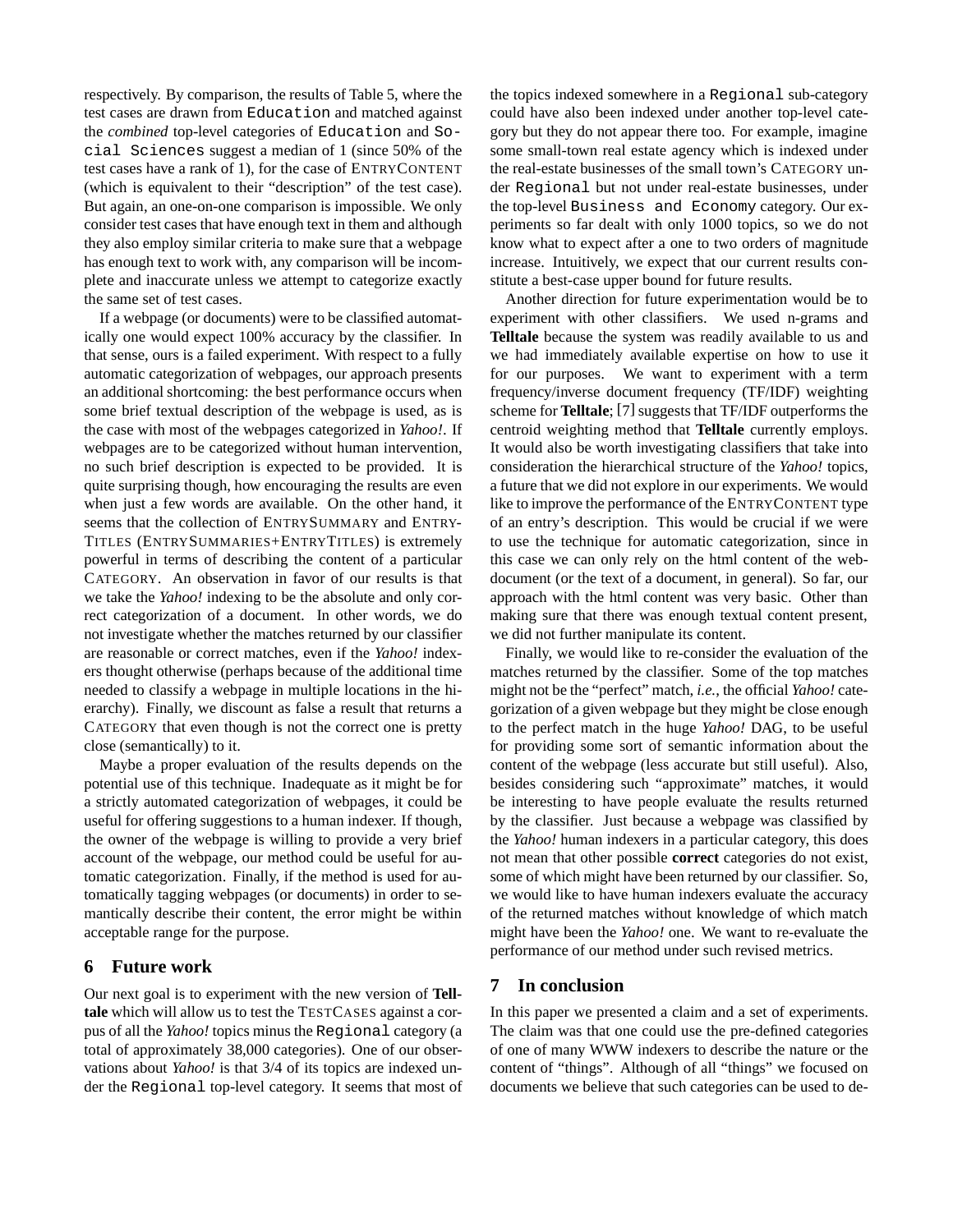respectively. By comparison, the results of Table 5, where the test cases are drawn from `Education` and matched against the *combined* top-level categories of `Education` and `Social Sciences` suggest a median of 1 (since 50% of the test cases have a rank of 1), for the case of ENTRYCONTENT (which is equivalent to their "description" of the test case). But again, an one-on-one comparison is impossible. We only consider test cases that have enough text in them and although they also employ similar criteria to make sure that a webpage has enough text to work with, any comparison will be incomplete and inaccurate unless we attempt to categorize exactly the same set of test cases.

If a webpage (or documents) were to be classified automatically one would expect 100% accuracy by the classifier. In that sense, ours is a failed experiment. With respect to a fully automatic categorization of webpages, our approach presents an additional shortcoming: the best performance occurs when some brief textual description of the webpage is used, as is the case with most of the webpages categorized in *Yahoo!*. If webpages are to be categorized without human intervention, no such brief description is expected to be provided. It is quite surprising though, how encouraging the results are even when just a few words are available. On the other hand, it seems that the collection of ENTRYSUMMARY and ENTRYTITLES (ENTRYSUMMARIES+ENTRYTITLES) is extremely powerful in terms of describing the content of a particular CATEGORY. An observation in favor of our results is that we take the *Yahoo!* indexing to be the absolute and only correct categorization of a document. In other words, we do not investigate whether the matches returned by our classifier are reasonable or correct matches, even if the *Yahoo!* indexers thought otherwise (perhaps because of the additional time needed to classify a webpage in multiple locations in the hierarchy). Finally, we discount as false a result that returns a CATEGORY that even though is not the correct one is pretty close (semantically) to it.

Maybe a proper evaluation of the results depends on the potential use of this technique. Inadequate as it might be for a strictly automated categorization of webpages, it could be useful for offering suggestions to a human indexer. If though, the owner of the webpage is willing to provide a very brief account of the webpage, our method could be useful for automatic categorization. Finally, if the method is used for automatically tagging webpages (or documents) in order to semantically describe their content, the error might be within acceptable range for the purpose.

## 6 Future work

Our next goal is to experiment with the new version of **Telltale** which will allow us to test the TESTCASES against a corpus of all the *Yahoo!* topics minus the `Regional` category (a total of approximately 38,000 categories). One of our observations about *Yahoo!* is that 3/4 of its topics are indexed under the `Regional` top-level category. It seems that most of the topics indexed somewhere in a `Regional` sub-category could have also been indexed under another top-level category but they do not appear there too. For example, imagine some small-town real estate agency which is indexed under the real-estate businesses of the small town's CATEGORY under `Regional` but not under real-estate businesses, under the top-level `Business and Economy` category. Our experiments so far dealt with only 1000 topics, so we do not know what to expect after a one to two orders of magnitude increase. Intuitively, we expect that our current results constitute a best-case upper bound for future results.

Another direction for future experimentation would be to experiment with other classifiers. We used n-grams and **Telltale** because the system was readily available to us and we had immediately available expertise on how to use it for our purposes. We want to experiment with a term frequency/inverse document frequency (TF/IDF) weighting scheme for **Telltale**; [7] suggests that TF/IDF outperforms the centroid weighting method that **Telltale** currently employs. It would also be worth investigating classifiers that take into consideration the hierarchical structure of the *Yahoo!* topics, a future that we did not explore in our experiments. We would like to improve the performance of the ENTRYCONTENT type of an entry's description. This would be crucial if we were to use the technique for automatic categorization, since in this case we can only rely on the html content of the webdocument (or the text of a document, in general). So far, our approach with the html content was very basic. Other than making sure that there was enough textual content present, we did not further manipulate its content.

Finally, we would like to re-consider the evaluation of the matches returned by the classifier. Some of the top matches might not be the "perfect" match, *i.e.*, the official *Yahoo!* categorization of a given webpage but they might be close enough to the perfect match in the huge *Yahoo!* DAG, to be useful for providing some sort of semantic information about the content of the webpage (less accurate but still useful). Also, besides considering such "approximate" matches, it would be interesting to have people evaluate the results returned by the classifier. Just because a webpage was classified by the *Yahoo!* human indexers in a particular category, this does not mean that other possible **correct** categories do not exist, some of which might have been returned by our classifier. So, we would like to have human indexers evaluate the accuracy of the returned matches without knowledge of which match might have been the *Yahoo!* one. We want to re-evaluate the performance of our method under such revised metrics.

## 7 In conclusion

In this paper we presented a claim and a set of experiments. The claim was that one could use the pre-defined categories of one of many WWW indexers to describe the nature or the content of "things". Although of all "things" we focused on documents we believe that such categories can be used to de-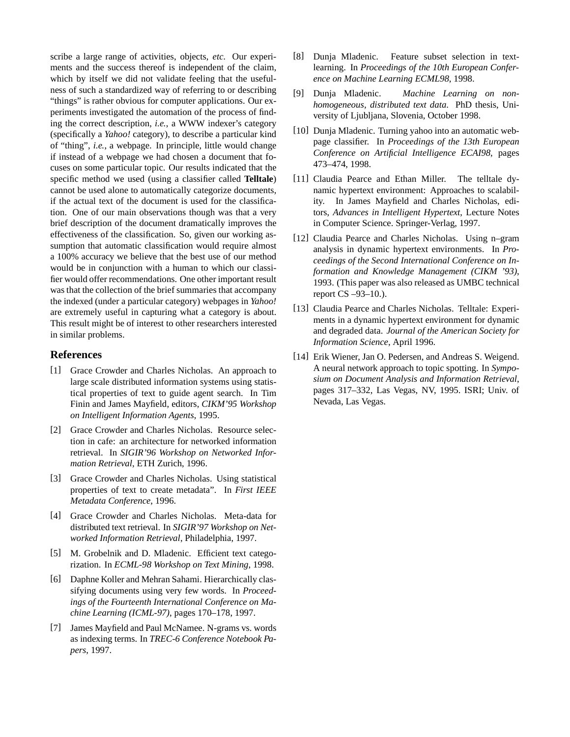scribe a large range of activities, objects, *etc.* Our experiments and the success thereof is independent of the claim, which by itself we did not validate feeling that the usefulness of such a standardized way of referring to or describing "things" is rather obvious for computer applications. Our experiments investigated the automation of the process of finding the correct description, *i.e.*, a WWW indexer's category (specifically a *Yahoo!* category), to describe a particular kind of "thing", *i.e.*, a webpage. In principle, little would change if instead of a webpage we had chosen a document that focuses on some particular topic. Our results indicated that the specific method we used (using a classifier called **Telltale**) cannot be used alone to automatically categorize documents, if the actual text of the document is used for the classification. One of our main observations though was that a very brief description of the document dramatically improves the effectiveness of the classification. So, given our working assumption that automatic classification would require almost a 100% accuracy we believe that the best use of our method would be in conjunction with a human to which our classifier would offer recommendations. One other important result was that the collection of the brief summaries that accompany the indexed (under a particular category) webpages in *Yahoo!* are extremely useful in capturing what a category is about. This result might be of interest to other researchers interested in similar problems.

## References

[1] Grace Crowder and Charles Nicholas. An approach to large scale distributed information systems using statistical properties of text to guide agent search. In Tim Finin and James Mayfield, editors, *CIKM'95 Workshop on Intelligent Information Agents*, 1995.

[2] Grace Crowder and Charles Nicholas. Resource selection in cafe: an architecture for networked information retrieval. In *SIGIR'96 Workshop on Networked Information Retrieval*, ETH Zurich, 1996.

[3] Grace Crowder and Charles Nicholas. Using statistical properties of text to create metadata". In *First IEEE Metadata Conference*, 1996.

[4] Grace Crowder and Charles Nicholas. Meta-data for distributed text retrieval. In *SIGIR'97 Workshop on Networked Information Retrieval*, Philadelphia, 1997.

[5] M. Grobelnik and D. Mladenic. Efficient text categorization. In *ECML-98 Workshop on Text Mining*, 1998.

[6] Daphne Koller and Mehran Sahami. Hierarchically classifying documents using very few words. In *Proceedings of the Fourteenth International Conference on Machine Learning (ICML-97)*, pages 170–178, 1997.

[7] James Mayfield and Paul McNamee. N-grams vs. words as indexing terms. In *TREC-6 Conference Notebook Papers*, 1997.

[8] Dunja Mladenic. Feature subset selection in text-learning. In *Proceedings of the 10th European Conference on Machine Learning ECML98*, 1998.

[9] Dunja Mladenic. *Machine Learning on non-homogeneous, distributed text data*. PhD thesis, University of Ljubljana, Slovenia, October 1998.

[10] Dunja Mladenic. Turning yahoo into an automatic webpage classifier. In *Proceedings of the 13th European Conference on Artificial Intelligence ECAI98*, pages 473–474, 1998.

[11] Claudia Pearce and Ethan Miller. The telltale dynamic hypertext environment: Approaches to scalability. In James Mayfield and Charles Nicholas, editors, *Advances in Intelligent Hypertext*, Lecture Notes in Computer Science. Springer-Verlag, 1997.

[12] Claudia Pearce and Charles Nicholas. Using n–gram analysis in dynamic hypertext environments. In *Proceedings of the Second International Conference on Information and Knowledge Management (CIKM '93)*, 1993. (This paper was also released as UMBC technical report CS –93–10.).

[13] Claudia Pearce and Charles Nicholas. Telltale: Experiments in a dynamic hypertext environment for dynamic and degraded data. *Journal of the American Society for Information Science*, April 1996.

[14] Erik Wiener, Jan O. Pedersen, and Andreas S. Weigend. A neural network approach to topic spotting. In *Symposium on Document Analysis and Information Retrieval*, pages 317–332, Las Vegas, NV, 1995. ISRI; Univ. of Nevada, Las Vegas.